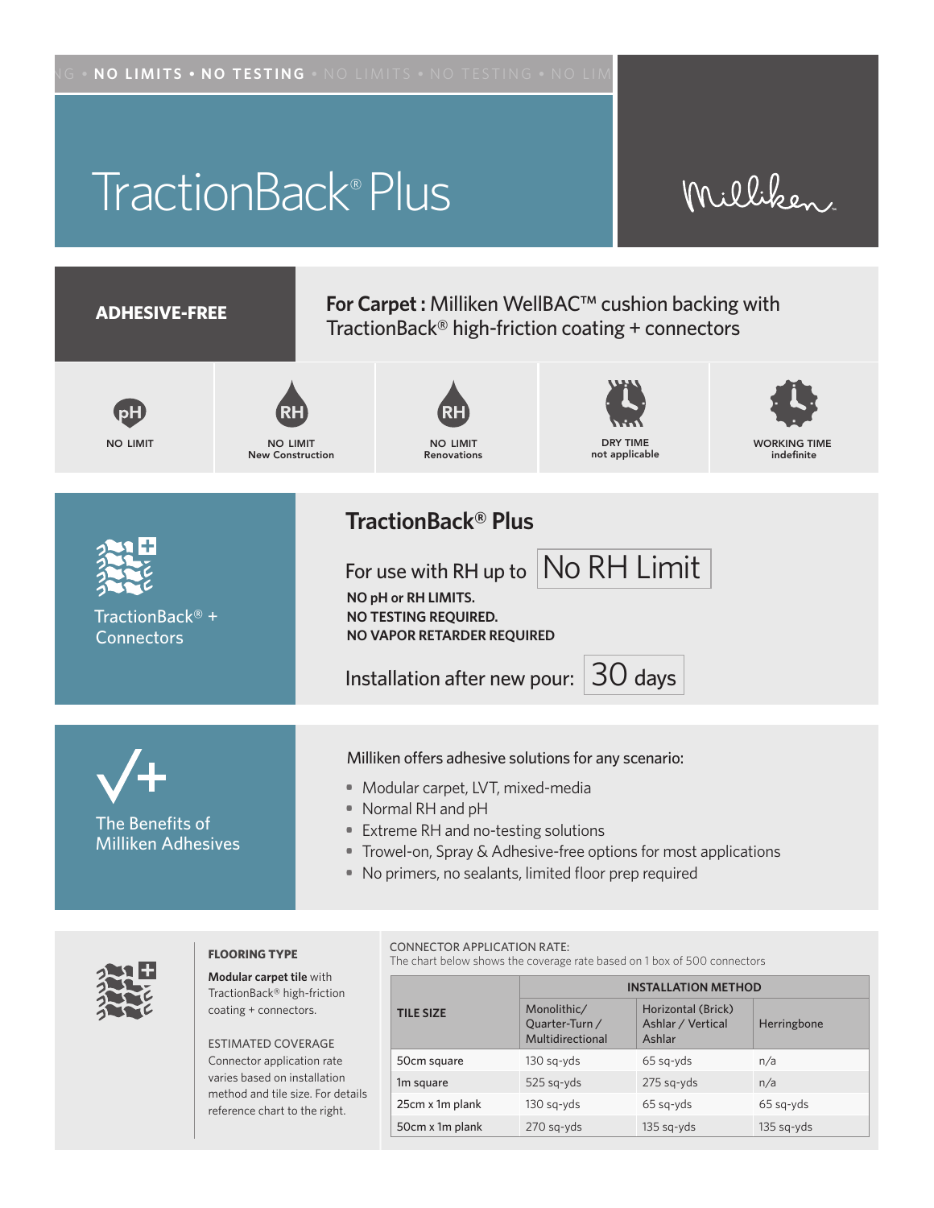NO LIMITS • NO TESTING • NO LIMITS • NO TESTING • NO LIM

# TractionBack® Plus

Milliken

**ADHESIVE-FREE**

**For Carpet :** Milliken WellBAC™ cushion backing with TractionBack® high-friction coating + connectors

| pH | RH | RH | DRY TIME | WORKING TIME |
|---|---|---|---|---|
| NO LIMIT | NO LIMIT New Construction | NO LIMIT Renovations | not applicable | indefinite |

TractionBack® + Connectors

## TractionBack® Plus

For use with RH up to **No RH Limit**

**NO pH or RH LIMITS.**
**NO TESTING REQUIRED.**
**NO VAPOR RETARDER REQUIRED**

Installation after new pour: **30 days**

The Benefits of Milliken Adhesives

Milliken offers adhesive solutions for any scenario:

- Modular carpet, LVT, mixed-media
- Normal RH and pH
- Extreme RH and no-testing solutions
- Trowel-on, Spray & Adhesive-free options for most applications
- No primers, no sealants, limited floor prep required

**FLOORING TYPE**

**Modular carpet tile** with TractionBack® high-friction coating + connectors.

ESTIMATED COVERAGE

Connector application rate varies based on installation method and tile size. For details reference chart to the right.

CONNECTOR APPLICATION RATE:
The chart below shows the coverage rate based on 1 box of 500 connectors

| TILE SIZE | INSTALLATION METHOD | | |
|---|---|---|---|
| | Monolithic/ Quarter-Turn / Multidirectional | Horizontal (Brick) Ashlar / Vertical Ashlar | Herringbone |
| 50cm square | 130 sq-yds | 65 sq-yds | n/a |
| 1m square | 525 sq-yds | 275 sq-yds | n/a |
| 25cm x 1m plank | 130 sq-yds | 65 sq-yds | 65 sq-yds |
| 50cm x 1m plank | 270 sq-yds | 135 sq-yds | 135 sq-yds |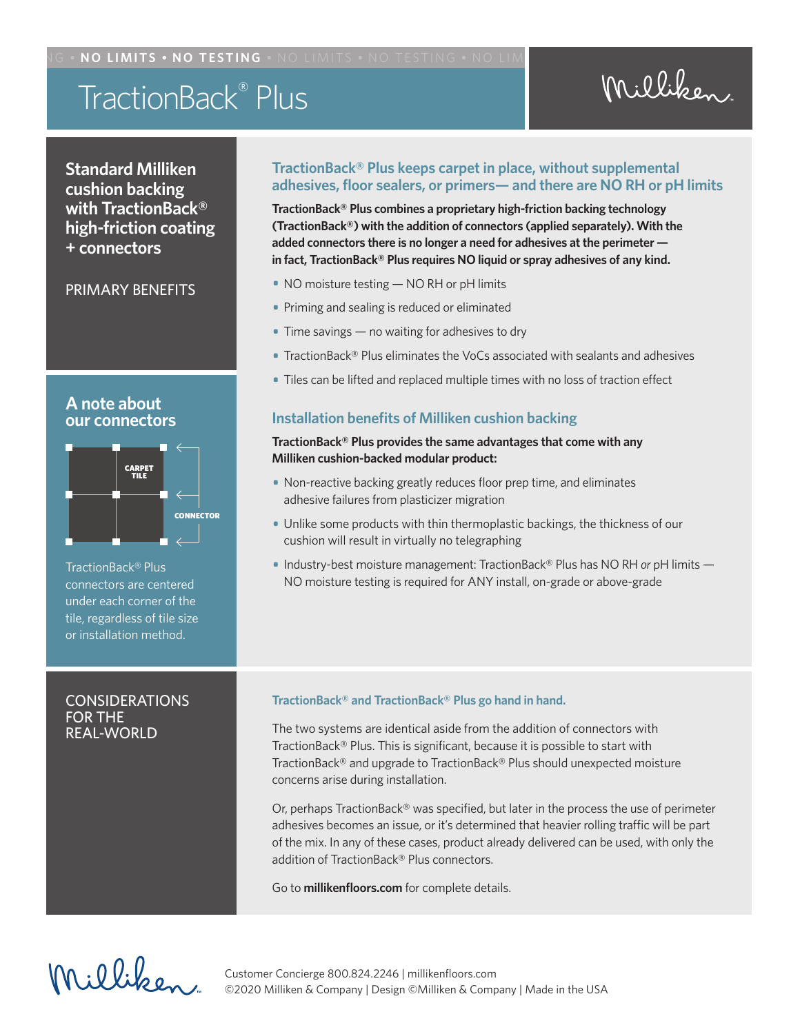NO LIMITS • NO TESTING • NO LIMITS • NO TESTING • NO LIM

# TractionBack® Plus

**Standard Milliken cushion backing with TractionBack® high-friction coating + connectors**

PRIMARY BENEFITS

## TractionBack® Plus keeps carpet in place, without supplemental adhesives, floor sealers, or primers— and there are NO RH or pH limits

**TractionBack® Plus combines a proprietary high-friction backing technology (TractionBack®) with the addition of connectors (applied separately). With the added connectors there is no longer a need for adhesives at the perimeter — in fact, TractionBack® Plus requires NO liquid or spray adhesives of any kind.**

- NO moisture testing — NO RH or pH limits
- Priming and sealing is reduced or eliminated
- Time savings — no waiting for adhesives to dry
- TractionBack® Plus eliminates the VoCs associated with sealants and adhesives
- Tiles can be lifted and replaced multiple times with no loss of traction effect

## A note about our connectors

CARPET TILE

CONNECTOR

TractionBack® Plus connectors are centered under each corner of the tile, regardless of tile size or installation method.

## Installation benefits of Milliken cushion backing

**TractionBack® Plus provides the same advantages that come with any Milliken cushion-backed modular product:**

- Non-reactive backing greatly reduces floor prep time, and eliminates adhesive failures from plasticizer migration
- Unlike some products with thin thermoplastic backings, the thickness of our cushion will result in virtually no telegraphing
- Industry-best moisture management: TractionBack® Plus has NO RH *or* pH limits — NO moisture testing is required for ANY install, on-grade or above-grade

CONSIDERATIONS FOR THE REAL-WORLD

**TractionBack® and TractionBack® Plus go hand in hand.**

The two systems are identical aside from the addition of connectors with TractionBack® Plus. This is significant, because it is possible to start with TractionBack® and upgrade to TractionBack® Plus should unexpected moisture concerns arise during installation.

Or, perhaps TractionBack® was specified, but later in the process the use of perimeter adhesives becomes an issue, or it's determined that heavier rolling traffic will be part of the mix. In any of these cases, product already delivered can be used, with only the addition of TractionBack® Plus connectors.

Go to **millikenfloors.com** for complete details.

Customer Concierge 800.824.2246 | millikenfloors.com
©2020 Milliken & Company | Design ©Milliken & Company | Made in the USA